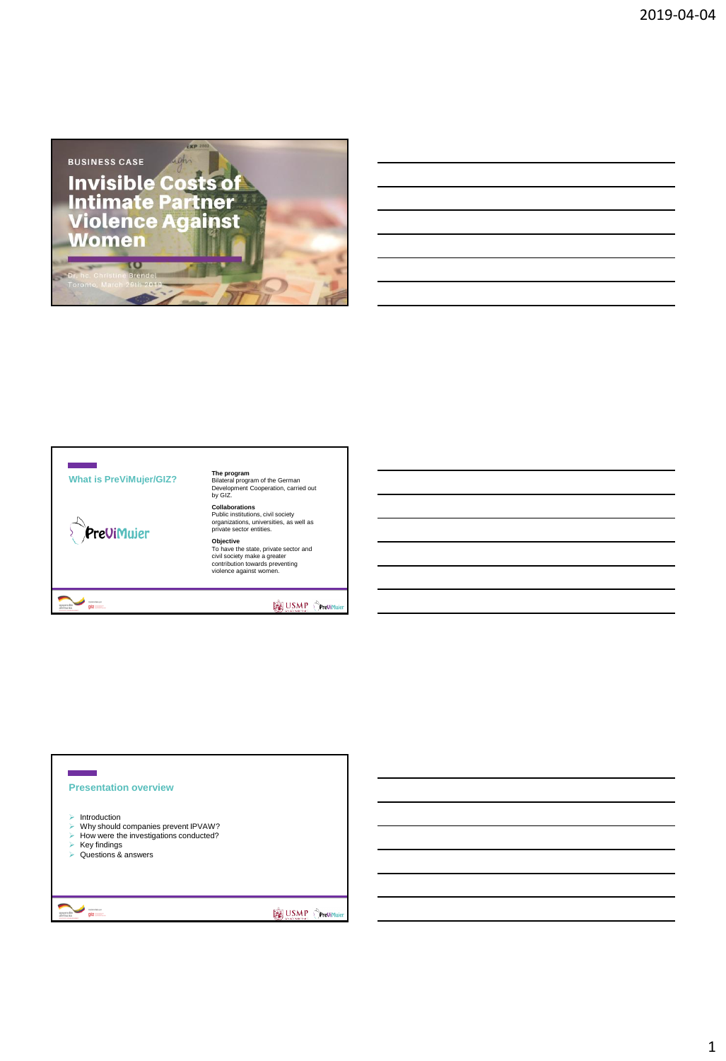BUSINESS CASE

# Invisible Costs of Intimate Partner Violence Against Women

Dr. hc. Christine Brendel
Toronto, March 29th 2019

## What is PreViMujer/GIZ?

PreViMujer

**The program**
Bilateral program of the German Development Cooperation, carried out by GIZ.

**Collaborations**
Public institutions, civil society organizations, universities, as well as private sector entities.

**Objective**
To have the state, private sector and civil society make a greater contribution towards preventing violence against women.

## Presentation overview

- Introduction
- Why should companies prevent IPVAW?
- How were the investigations conducted?
- Key findings
- Questions & answers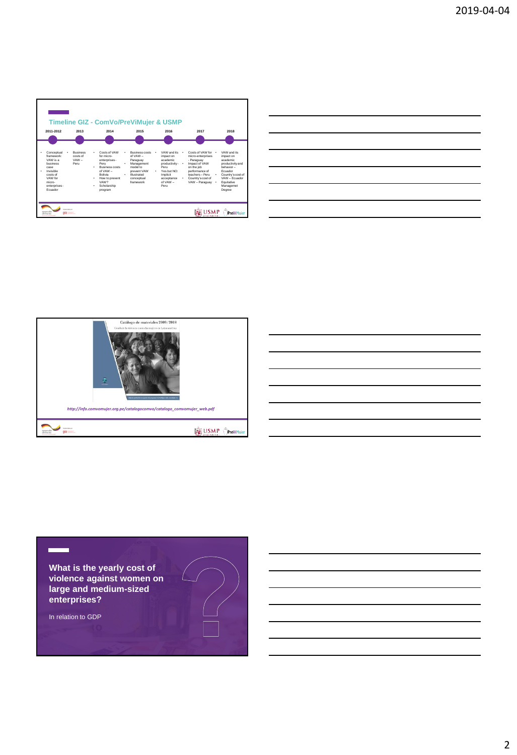## Timeline GIZ - ComVo/PreViMujer & USMP

| 2011-2012 | 2013 | 2014 | 2015 | 2016 | 2017 | 2018 |
| --- | --- | --- | --- | --- | --- | --- |
| • Conceptual framework: VAW is a business case<br>• Invisible costs of VAW for micro-enterprises - Ecuador | • Business costs of VAW – Peru | • Costs of VAW for micro-enterprises - Peru<br>• Business costs of VAW – Bolivia<br>• How to prevent VAW?<br>• Scholarship program | • Business costs of VAW – Paraguay<br>• Management model to prevent VAW<br>• Illustrated conceptual framework | • VAW and its impact on academic productivity - Peru<br>• Yes but NO: Implicit acceptance of VAW – Peru | • Costs of VAW for micro-enterprises - Paraguay<br>• Impact of VAW on the job performance of teachers – Peru<br>• Country's cost of VAW – Paraguay | • VAW and its impact on academic productivity and behavior – Ecuador<br>• Country's cost of VAW – Ecuador<br>• Equitative Managemet Degree |

Catálogo de materiales 2009/2018

Combatir la violencia contra las mujeres en Latinoamérica

*http://info.comvomujer.org.pe/catalogocomvo/catalogo_comvomujer_web.pdf*

**What is the yearly cost of violence against women on large and medium-sized enterprises?**

In relation to GDP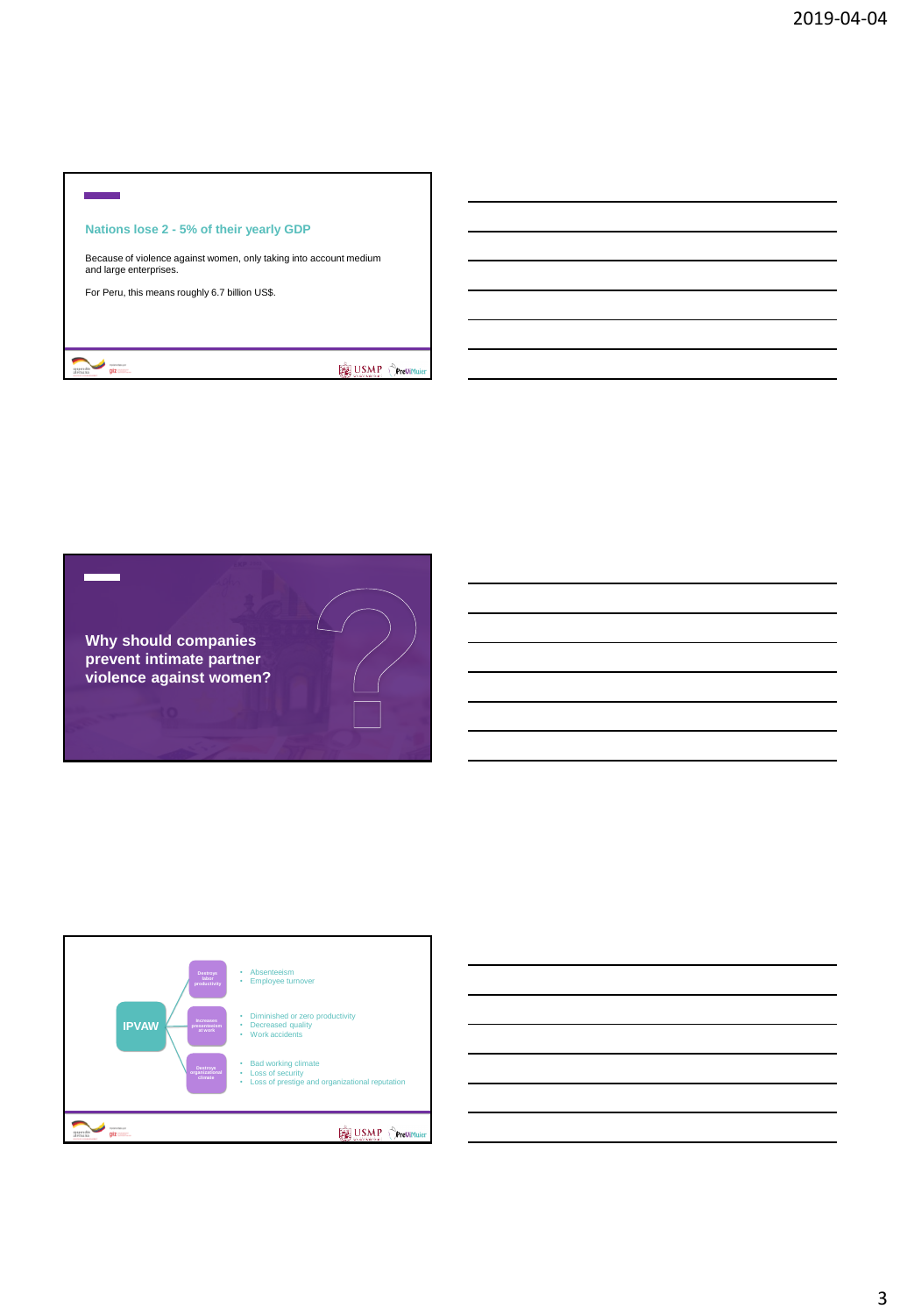## Nations lose 2 - 5% of their yearly GDP

Because of violence against women, only taking into account medium and large enterprises.

For Peru, this means roughly 6.7 billion US$.

## Why should companies prevent intimate partner violence against women?

**IPVAW**

- **Destroys labor productivity**
  - Absenteeism
  - Employee turnover
- **Increases presenteeism at work**
  - Diminished or zero productivity
  - Decreased quality
  - Work accidents
- **Destroys organizational climate**
  - Bad working climate
  - Loss of security
  - Loss of prestige and organizational reputation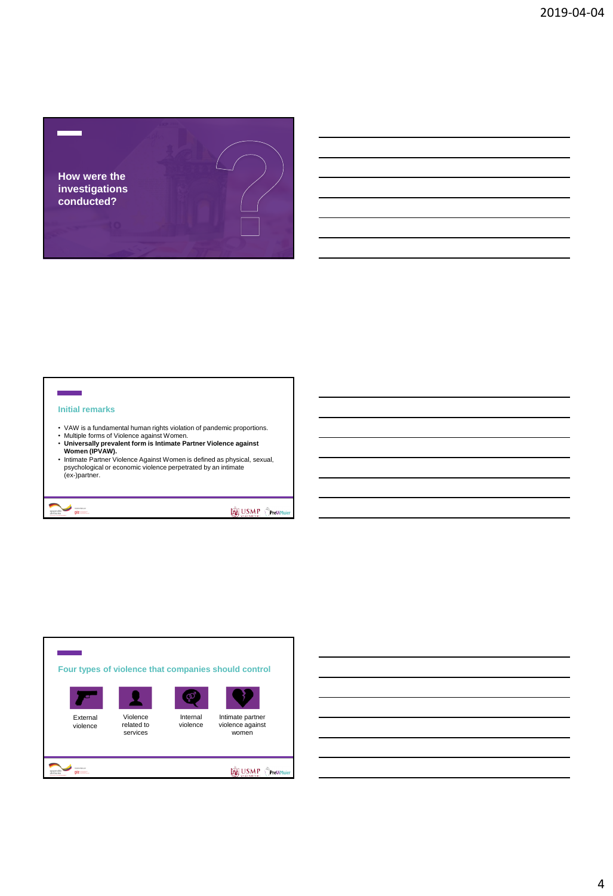## How were the investigations conducted?

## Initial remarks

- VAW is a fundamental human rights violation of pandemic proportions.
- Multiple forms of Violence against Women.
- **Universally prevalent form is Intimate Partner Violence against Women (IPVAW).**
- Intimate Partner Violence Against Women is defined as physical, sexual, psychological or economic violence perpetrated by an intimate (ex-)partner.

## Four types of violence that companies should control

- External violence
- Violence related to services
- Internal violence
- Intimate partner violence against women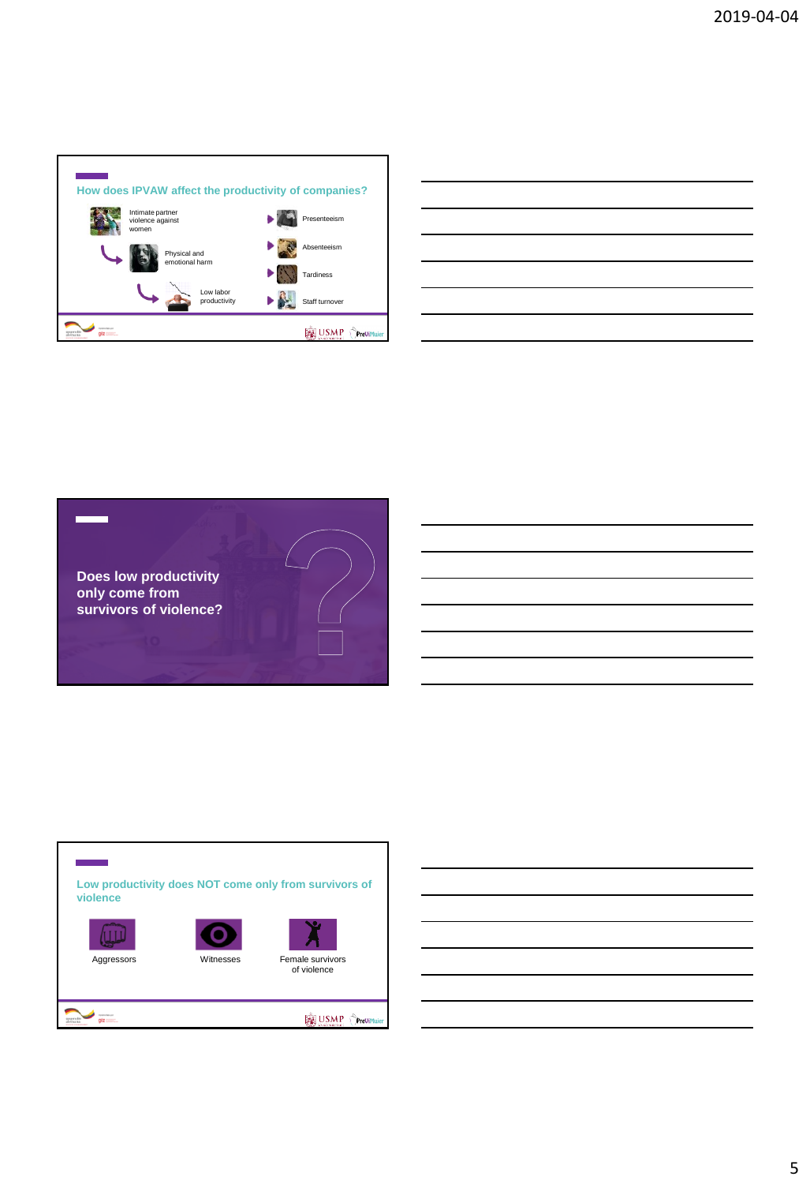## How does IPVAW affect the productivity of companies?

- Intimate partner violence against women
  - Physical and emotional harm
    - Low labor productivity

- Presenteeism
- Absenteeism
- Tardiness
- Staff turnover

## Does low productivity only come from survivors of violence?

## Low productivity does NOT come only from survivors of violence

- Aggressors
- Witnesses
- Female survivors of violence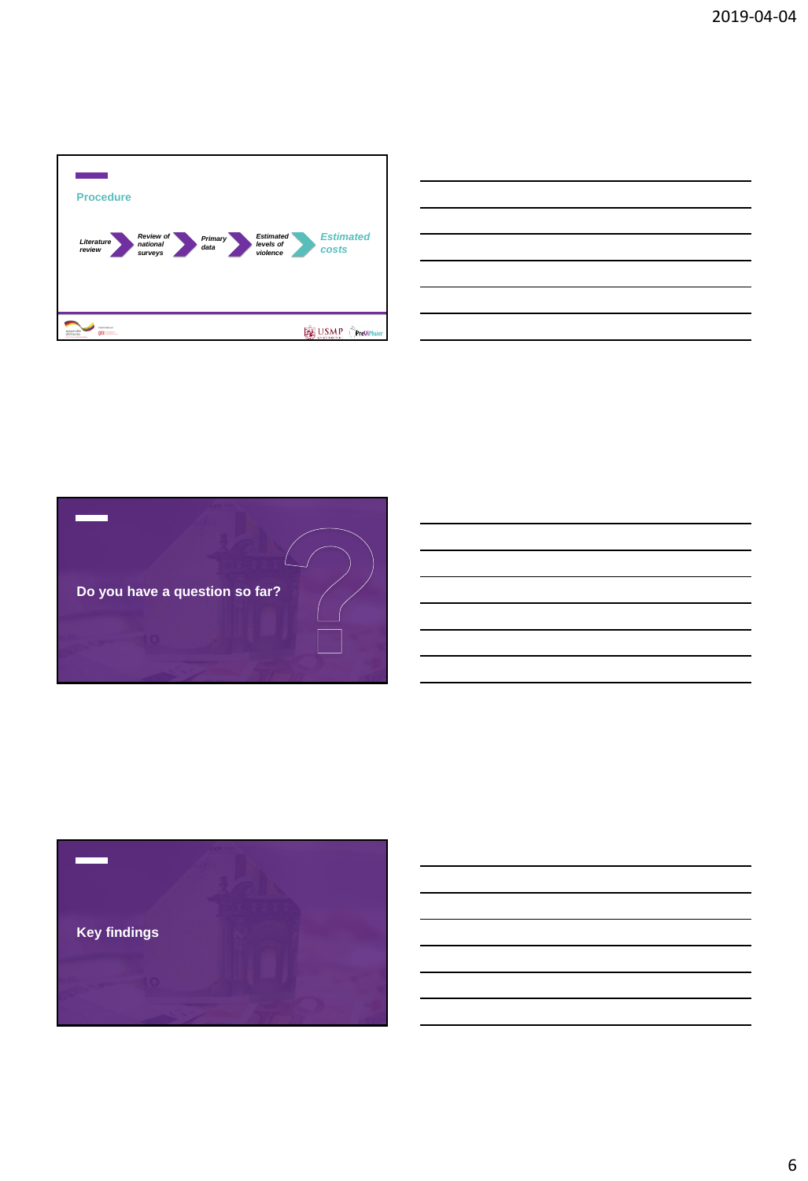## Procedure

Literature review → Review of national surveys → Primary data → Estimated levels of violence → Estimated costs

## Do you have a question so far?

## Key findings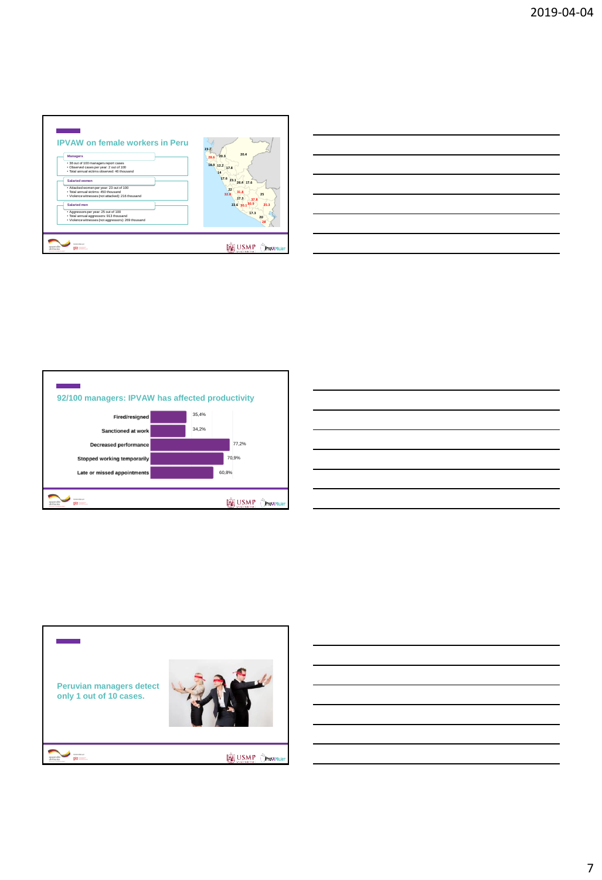## IPVAW on female workers in Peru

**Managers**
- 38 out of 100 managers report cases
- Observed cases per year: 2 out of 100
- Total annual victims observed: 46 thousand

**Salaried women**
- Attacked women per year: 23 out of 100
- Total annual victims: 450 thousand
- Violence witnesses (not attacked): 216 thousand

**Salaried men**
- Aggressors per year: 25 out of 100
- Total annual aggressors: 913 thousand
- Violence witnesses (not aggressors): 269 thousand

## 92/100 managers: IPVAW has affected productivity

| Effect | % |
|---|---|
| Fired/resigned | 35,4% |
| Sanctioned at work | 34,2% |
| Decreased performance | 77,2% |
| Stopped working temporarily | 70,9% |
| Late or missed appointments | 60,8% |

## Peruvian managers detect only 1 out of 10 cases.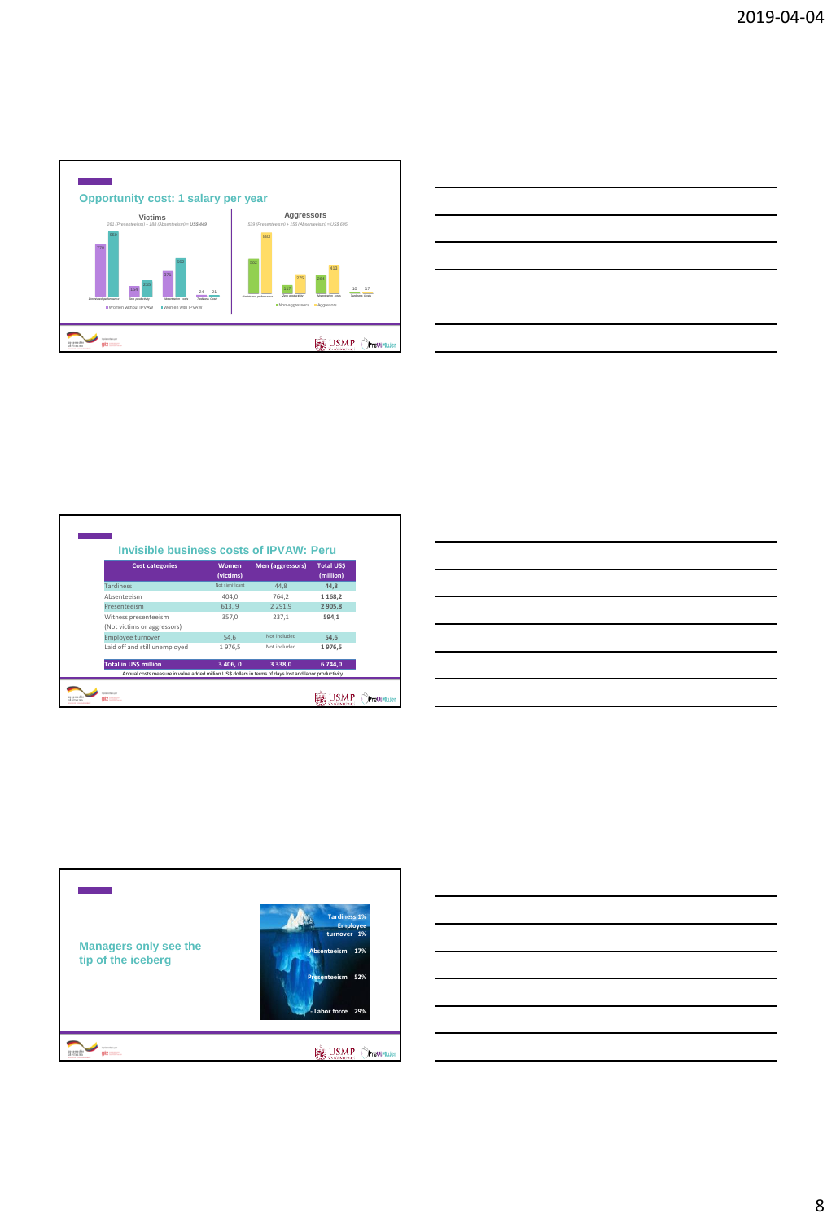## Opportunity cost: 1 salary per year

**Victims**

292 (Presenteeism) + 188 (Absenteeism) = US$ 449

| | Diminished performance | Zero productivity | Absenteeism costs | Tardiness Costs |
|---|---|---|---|---|
| Women without IPVAW | 770 | 154 | 371 | 24 |
| Women with IPVAW | 866 | 206 | 582 | 21 |

**Aggressors**

539 (Presenteeism) + 156 (Absenteeism) = US$ 695

| | Diminished performance | Zero productivity | Absenteeism costs | Tardiness Costs |
|---|---|---|---|---|
| Non-aggressors | 502 | 117 | 264 | 10 |
| Aggressors | 883 | 275 | 413 | 17 |

## Invisible business costs of IPVAW: Peru

| Cost categories | Women (victims) | Men (aggressors) | Total US$ (million) |
|---|---|---|---|
| Tardiness | Not significant | 44,8 | 44,8 |
| Absenteeism | 404,0 | 764,2 | 1 168,2 |
| Presenteeism | 613, 9 | 2 291,9 | 2 905,8 |
| Witness presenteeism (Not victims or aggressors) | 357,0 | 237,1 | 594,1 |
| Employee turnover | 54,6 | Not included | 54,6 |
| Laid off and still unemployed | 1 976,5 | Not included | 1 976,5 |
| Total in US$ million | 3 406, 0 | 3 338,0 | 6 744,0 |

Annual costs measure in value added million US$ dollars in terms of days lost and labor productivity

## Managers only see the tip of the iceberg

- Tardiness 1%
- Employee turnover 1%
- Absenteeism 17%
- Presenteeism 52%
- Labor force 29%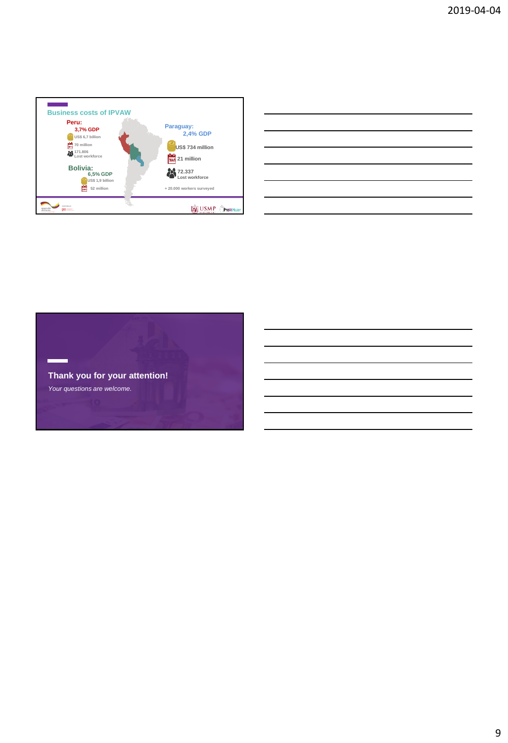## Business costs of IPVAW

**Peru:**
3,7% GDP
US$ 6,7 billion
70 million
171.806
Lost workforce

**Bolivia:**
6,5% GDP
US$ 1,9 billion
52 million

**Paraguay:**
2,4% GDP
US$ 734 million
21 million
72.337
Lost workforce

+ 20.000 workers surveyed

USMP
PreVIMujer

**Thank you for your attention!**

*Your questions are welcome.*